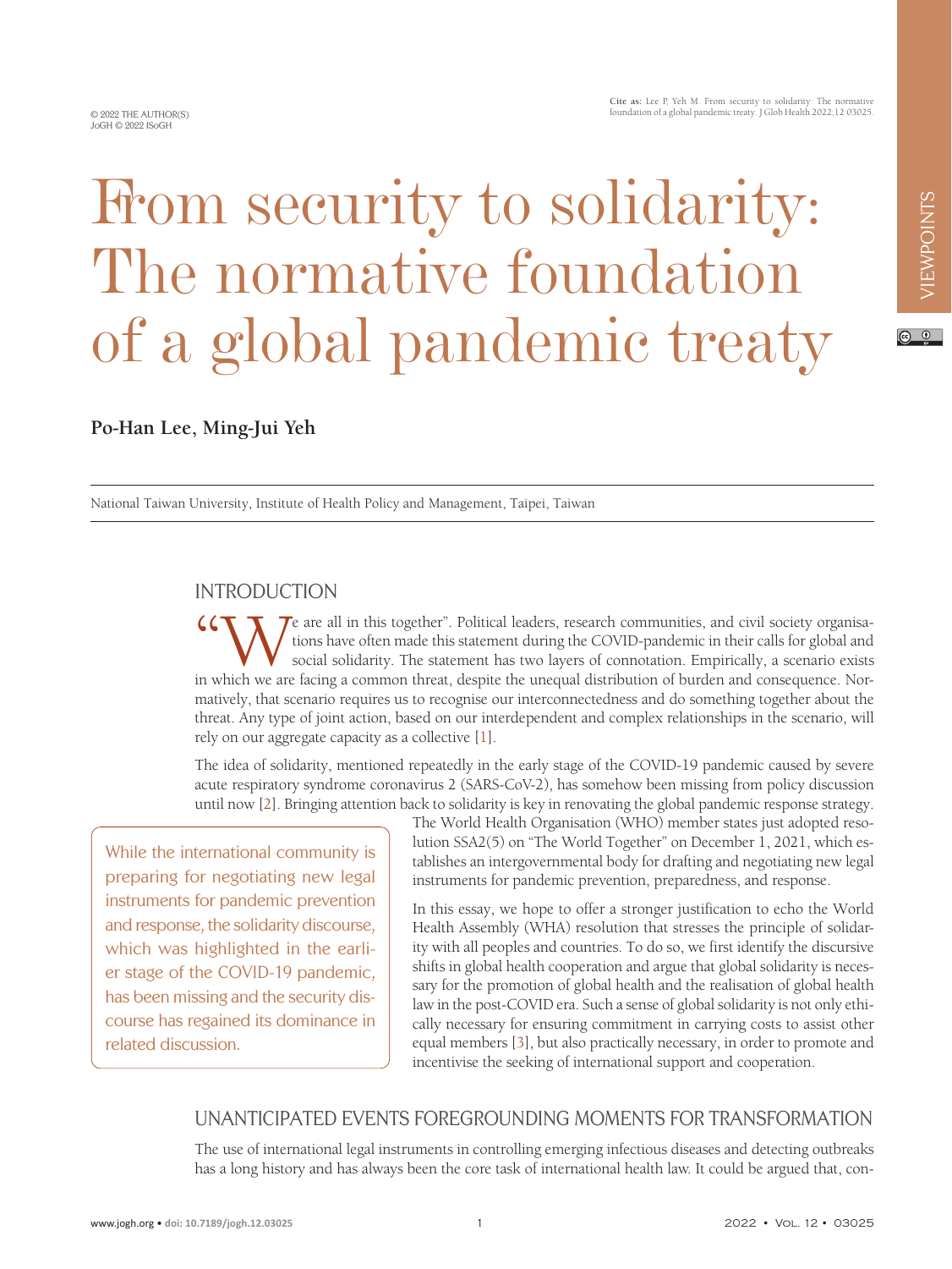# From security to solidarity: The normative foundation of a global pandemic treaty

**Po-Han Lee, Ming-Jui Yeh**

National Taiwan University, Institute of Health Policy and Management, Taipei, Taiwan

## INTRODUCTION

"We are all in this together". Political leaders, research communities, and civil society organisations have often made this statement during the COVID-pandemic in their calls for global and social solidarity. The statement has two layers of connotation. Empirically, a scenario exists in which we are facing a common threat, despite the unequal distribution of burden and consequence. Normatively, that scenario requires us to recognise our interconnectedness and do something together about the threat. Any type of joint action, based on our interdependent and complex relationships in the scenario, will rely on our aggregate capacity as a collective [1].

The idea of solidarity, mentioned repeatedly in the early stage of the COVID-19 pandemic caused by severe acute respiratory syndrome coronavirus 2 (SARS-CoV-2), has somehow been missing from policy discussion until now [2]. Bringing attention back to solidarity is key in renovating the global pandemic response strategy. The World Health Organisation (WHO) member states just adopted resolution SSA2(5) on "The World Together" on December 1, 2021, which establishes an intergovernmental body for drafting and negotiating new legal instruments for pandemic prevention, preparedness, and response.

> While the international community is preparing for negotiating new legal instruments for pandemic prevention and response, the solidarity discourse, which was highlighted in the earlier stage of the COVID-19 pandemic, has been missing and the security discourse has regained its dominance in related discussion.

In this essay, we hope to offer a stronger justification to echo the World Health Assembly (WHA) resolution that stresses the principle of solidarity with all peoples and countries. To do so, we first identify the discursive shifts in global health cooperation and argue that global solidarity is necessary for the promotion of global health and the realisation of global health law in the post-COVID era. Such a sense of global solidarity is not only ethically necessary for ensuring commitment in carrying costs to assist other equal members [3], but also practically necessary, in order to promote and incentivise the seeking of international support and cooperation.

## UNANTICIPATED EVENTS FOREGROUNDING MOMENTS FOR TRANSFORMATION

The use of international legal instruments in controlling emerging infectious diseases and detecting outbreaks has a long history and has always been the core task of international health law. It could be argued that, con-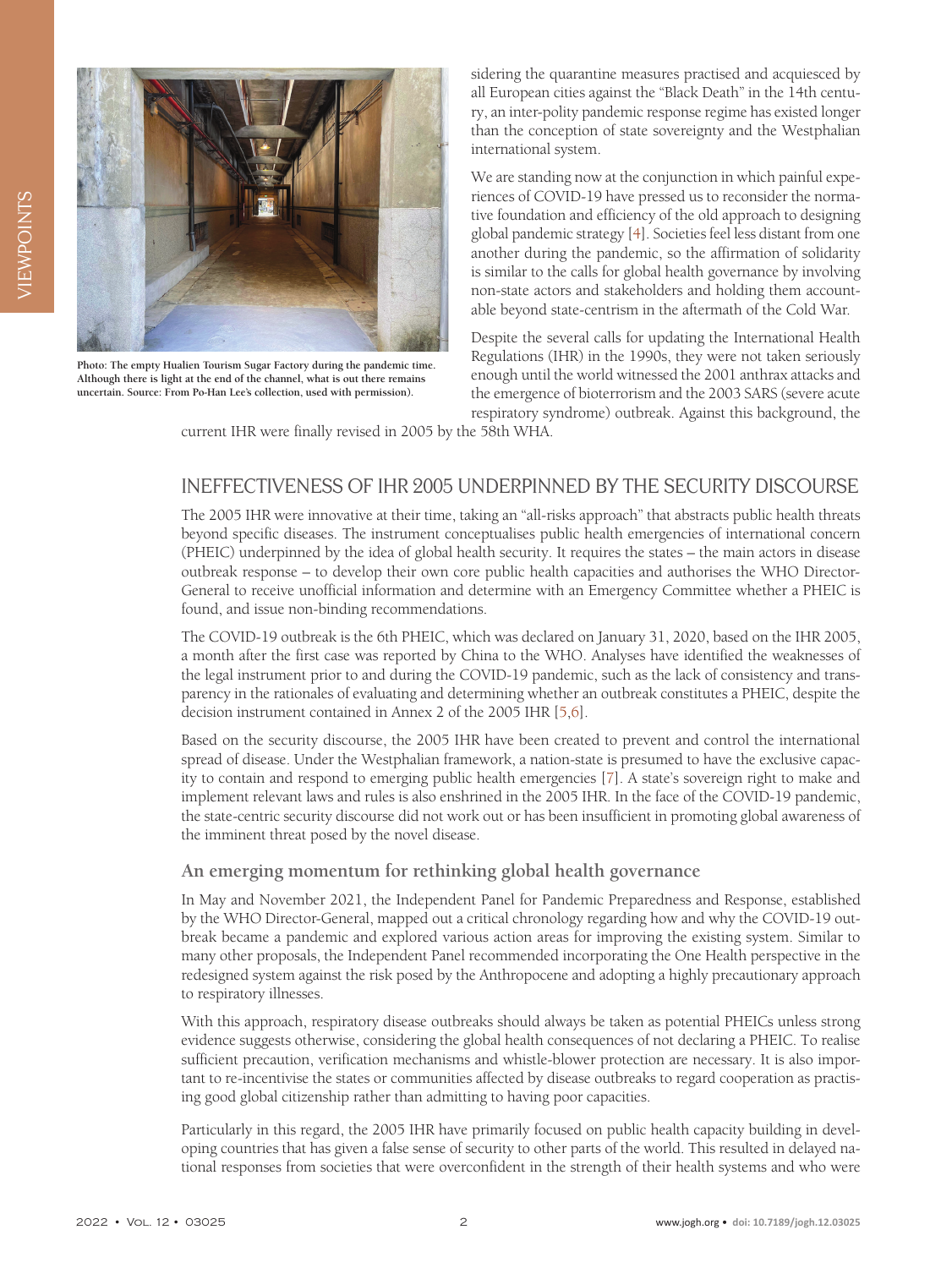Photo: The empty Hualien Tourism Sugar Factory during the pandemic time. Although there is light at the end of the channel, what is out there remains uncertain. Source: From Po-Han Lee's collection, used with permission).

sidering the quarantine measures practised and acquiesced by all European cities against the "Black Death" in the 14th century, an inter-polity pandemic response regime has existed longer than the conception of state sovereignty and the Westphalian international system.

We are standing now at the conjunction in which painful experiences of COVID-19 have pressed us to reconsider the normative foundation and efficiency of the old approach to designing global pandemic strategy [4]. Societies feel less distant from one another during the pandemic, so the affirmation of solidarity is similar to the calls for global health governance by involving non-state actors and stakeholders and holding them accountable beyond state-centrism in the aftermath of the Cold War.

Despite the several calls for updating the International Health Regulations (IHR) in the 1990s, they were not taken seriously enough until the world witnessed the 2001 anthrax attacks and the emergence of bioterrorism and the 2003 SARS (severe acute respiratory syndrome) outbreak. Against this background, the current IHR were finally revised in 2005 by the 58th WHA.

## INEFFECTIVENESS OF IHR 2005 UNDERPINNED BY THE SECURITY DISCOURSE

The 2005 IHR were innovative at their time, taking an "all-risks approach" that abstracts public health threats beyond specific diseases. The instrument conceptualises public health emergencies of international concern (PHEIC) underpinned by the idea of global health security. It requires the states – the main actors in disease outbreak response – to develop their own core public health capacities and authorises the WHO Director-General to receive unofficial information and determine with an Emergency Committee whether a PHEIC is found, and issue non-binding recommendations.

The COVID-19 outbreak is the 6th PHEIC, which was declared on January 31, 2020, based on the IHR 2005, a month after the first case was reported by China to the WHO. Analyses have identified the weaknesses of the legal instrument prior to and during the COVID-19 pandemic, such as the lack of consistency and transparency in the rationales of evaluating and determining whether an outbreak constitutes a PHEIC, despite the decision instrument contained in Annex 2 of the 2005 IHR [5,6].

Based on the security discourse, the 2005 IHR have been created to prevent and control the international spread of disease. Under the Westphalian framework, a nation-state is presumed to have the exclusive capacity to contain and respond to emerging public health emergencies [7]. A state's sovereign right to make and implement relevant laws and rules is also enshrined in the 2005 IHR. In the face of the COVID-19 pandemic, the state-centric security discourse did not work out or has been insufficient in promoting global awareness of the imminent threat posed by the novel disease.

### An emerging momentum for rethinking global health governance

In May and November 2021, the Independent Panel for Pandemic Preparedness and Response, established by the WHO Director-General, mapped out a critical chronology regarding how and why the COVID-19 outbreak became a pandemic and explored various action areas for improving the existing system. Similar to many other proposals, the Independent Panel recommended incorporating the One Health perspective in the redesigned system against the risk posed by the Anthropocene and adopting a highly precautionary approach to respiratory illnesses.

With this approach, respiratory disease outbreaks should always be taken as potential PHEICs unless strong evidence suggests otherwise, considering the global health consequences of not declaring a PHEIC. To realise sufficient precaution, verification mechanisms and whistle-blower protection are necessary. It is also important to re-incentivise the states or communities affected by disease outbreaks to regard cooperation as practising good global citizenship rather than admitting to having poor capacities.

Particularly in this regard, the 2005 IHR have primarily focused on public health capacity building in developing countries that has given a false sense of security to other parts of the world. This resulted in delayed national responses from societies that were overconfident in the strength of their health systems and who were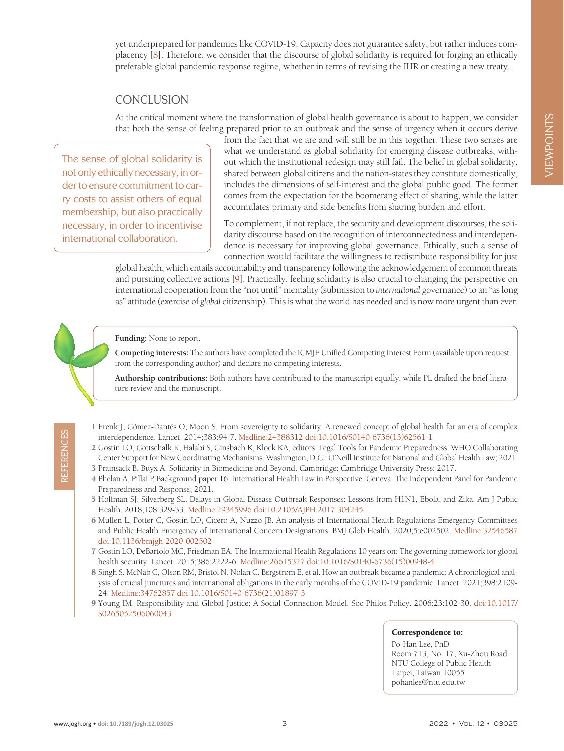yet underprepared for pandemics like COVID-19. Capacity does not guarantee safety, but rather induces complacency [8]. Therefore, we consider that the discourse of global solidarity is required for forging an ethically preferable global pandemic response regime, whether in terms of revising the IHR or creating a new treaty.

## CONCLUSION

At the critical moment where the transformation of global health governance is about to happen, we consider that both the sense of feeling prepared prior to an outbreak and the sense of urgency when it occurs derive from the fact that we are and will still be in this together. These two senses are what we understand as global solidarity for emerging disease outbreaks, without which the institutional redesign may still fail. The belief in global solidarity, shared between global citizens and the nation-states they constitute domestically, includes the dimensions of self-interest and the global public good. The former comes from the expectation for the boomerang effect of sharing, while the latter accumulates primary and side benefits from sharing burden and effort.

> The sense of global solidarity is not only ethically necessary, in order to ensure commitment to carry costs to assist others of equal membership, but also practically necessary, in order to incentivise international collaboration.

To complement, if not replace, the security and development discourses, the solidarity discourse based on the recognition of interconnectedness and interdependence is necessary for improving global governance. Ethically, such a sense of connection would facilitate the willingness to redistribute responsibility for just global health, which entails accountability and transparency following the acknowledgement of common threats and pursuing collective actions [9]. Practically, feeling solidarity is also crucial to changing the perspective on international cooperation from the "not until" mentality (submission to *international* governance) to an "as long as" attitude (exercise of *global* citizenship). This is what the world has needed and is now more urgent than ever.

**Funding:** None to report.

**Competing interests:** The authors have completed the ICMJE Unified Competing Interest Form (available upon request from the corresponding author) and declare no competing interests.

**Authorship contributions:** Both authors have contributed to the manuscript equally, while PL drafted the brief literature review and the manuscript.

## REFERENCES

1. Frenk J, Gómez-Dantés O, Moon S. From sovereignty to solidarity: A renewed concept of global health for an era of complex interdependence. Lancet. 2014;383:94-7. Medline:24388312 doi:10.1016/S0140-6736(13)62561-1
2. Gostin LO, Gottschalk K, Halabi S, Ginsbach K, Klock KA, editors. Legal Tools for Pandemic Preparedness: WHO Collaborating Center Support for New Coordinating Mechanisms. Washington, D.C.: O'Neill Institute for National and Global Health Law; 2021.
3. Prainsack B, Buyx A. Solidarity in Biomedicine and Beyond. Cambridge: Cambridge University Press; 2017.
4. Phelan A, Pillai P. Background paper 16: International Health Law in Perspective. Geneva: The Independent Panel for Pandemic Preparedness and Response; 2021.
5. Hoffman SJ, Silverberg SL. Delays in Global Disease Outbreak Responses: Lessons from H1N1, Ebola, and Zika. Am J Public Health. 2018;108:329-33. Medline:29345996 doi:10.2105/AJPH.2017.304245
6. Mullen L, Potter C, Gostin LO, Cicero A, Nuzzo JB. An analysis of International Health Regulations Emergency Committees and Public Health Emergency of International Concern Designations. BMJ Glob Health. 2020;5:e002502. Medline:32546587 doi:10.1136/bmjgh-2020-002502
7. Gostin LO, DeBartolo MC, Friedman EA. The International Health Regulations 10 years on: The governing framework for global health security. Lancet. 2015;386:2222-6. Medline:26615327 doi:10.1016/S0140-6736(15)00948-4
8. Singh S, McNab C, Olson RM, Bristol N, Nolan C, Bergstrøm E, et al. How an outbreak became a pandemic: A chronological analysis of crucial junctures and international obligations in the early months of the COVID-19 pandemic. Lancet. 2021;398:2109-24. Medline:34762857 doi:10.1016/S0140-6736(21)01897-3
9. Young IM. Responsibility and Global Justice: A Social Connection Model. Soc Philos Policy. 2006;23:102-30. doi:10.1017/S0265052506060043

**Correspondence to:**

Po-Han Lee, PhD
Room 713, No. 17, Xu-Zhou Road
NTU College of Public Health
Taipei, Taiwan 10055
pohanlee@ntu.edu.tw